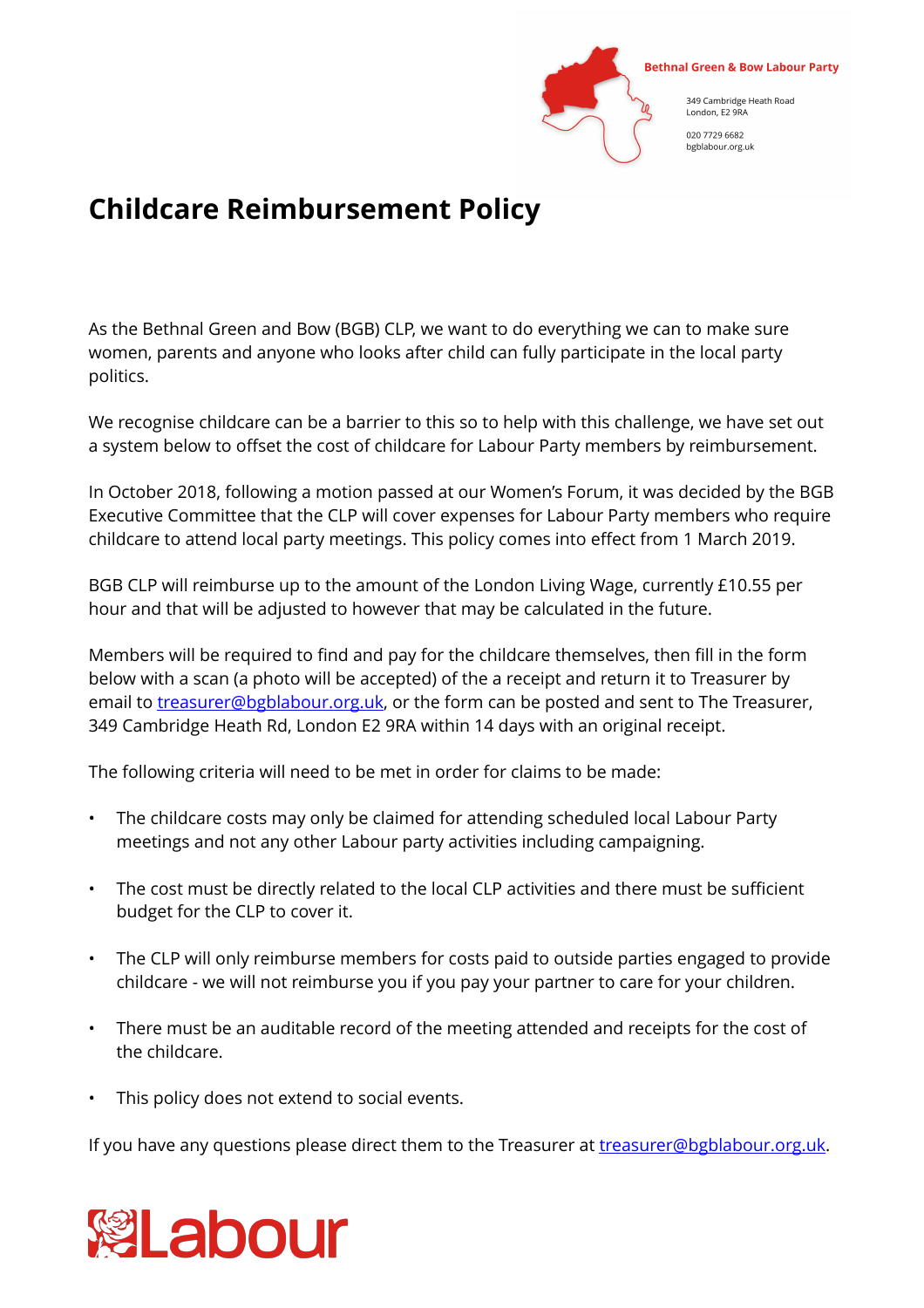Bethnal Green & Bow Labour Party

349 Cambridge Heath Road
London, E2 9RA

020 7729 6682
bgblabour.org.uk

# Childcare Reimbursement Policy

As the Bethnal Green and Bow (BGB) CLP, we want to do everything we can to make sure women, parents and anyone who looks after child can fully participate in the local party politics.

We recognise childcare can be a barrier to this so to help with this challenge, we have set out a system below to offset the cost of childcare for Labour Party members by reimbursement.

In October 2018, following a motion passed at our Women's Forum, it was decided by the BGB Executive Committee that the CLP will cover expenses for Labour Party members who require childcare to attend local party meetings. This policy comes into effect from 1 March 2019.

BGB CLP will reimburse up to the amount of the London Living Wage, currently £10.55 per hour and that will be adjusted to however that may be calculated in the future.

Members will be required to find and pay for the childcare themselves, then fill in the form below with a scan (a photo will be accepted) of the a receipt and return it to Treasurer by email to treasurer@bgblabour.org.uk, or the form can be posted and sent to The Treasurer, 349 Cambridge Heath Rd, London E2 9RA within 14 days with an original receipt.

The following criteria will need to be met in order for claims to be made:

- The childcare costs may only be claimed for attending scheduled local Labour Party meetings and not any other Labour party activities including campaigning.
- The cost must be directly related to the local CLP activities and there must be sufficient budget for the CLP to cover it.
- The CLP will only reimburse members for costs paid to outside parties engaged to provide childcare - we will not reimburse you if you pay your partner to care for your children.
- There must be an auditable record of the meeting attended and receipts for the cost of the childcare.
- This policy does not extend to social events.

If you have any questions please direct them to the Treasurer at treasurer@bgblabour.org.uk.

Labour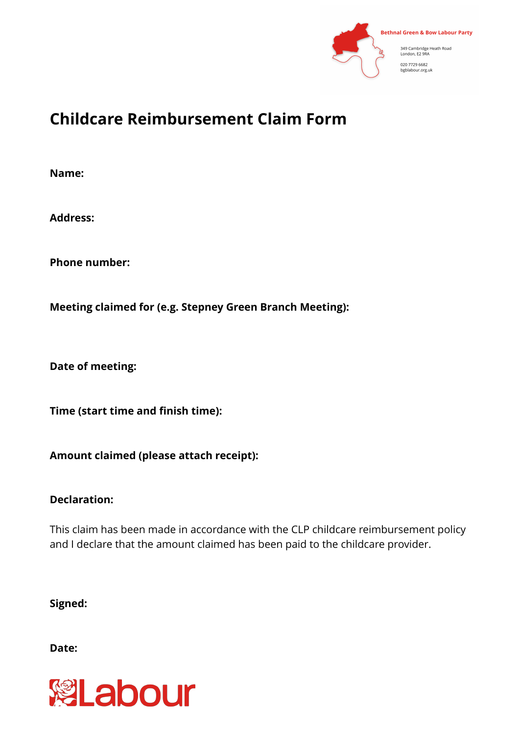Bethnal Green & Bow Labour Party

349 Cambridge Heath Road
London, E2 9RA

020 7729 6682
bgblabour.org.uk

# Childcare Reimbursement Claim Form

**Name:**

**Address:**

**Phone number:**

**Meeting claimed for (e.g. Stepney Green Branch Meeting):**

**Date of meeting:**

**Time (start time and finish time):**

**Amount claimed (please attach receipt):**

**Declaration:**

This claim has been made in accordance with the CLP childcare reimbursement policy and I declare that the amount claimed has been paid to the childcare provider.

**Signed:**

**Date:**

Labour